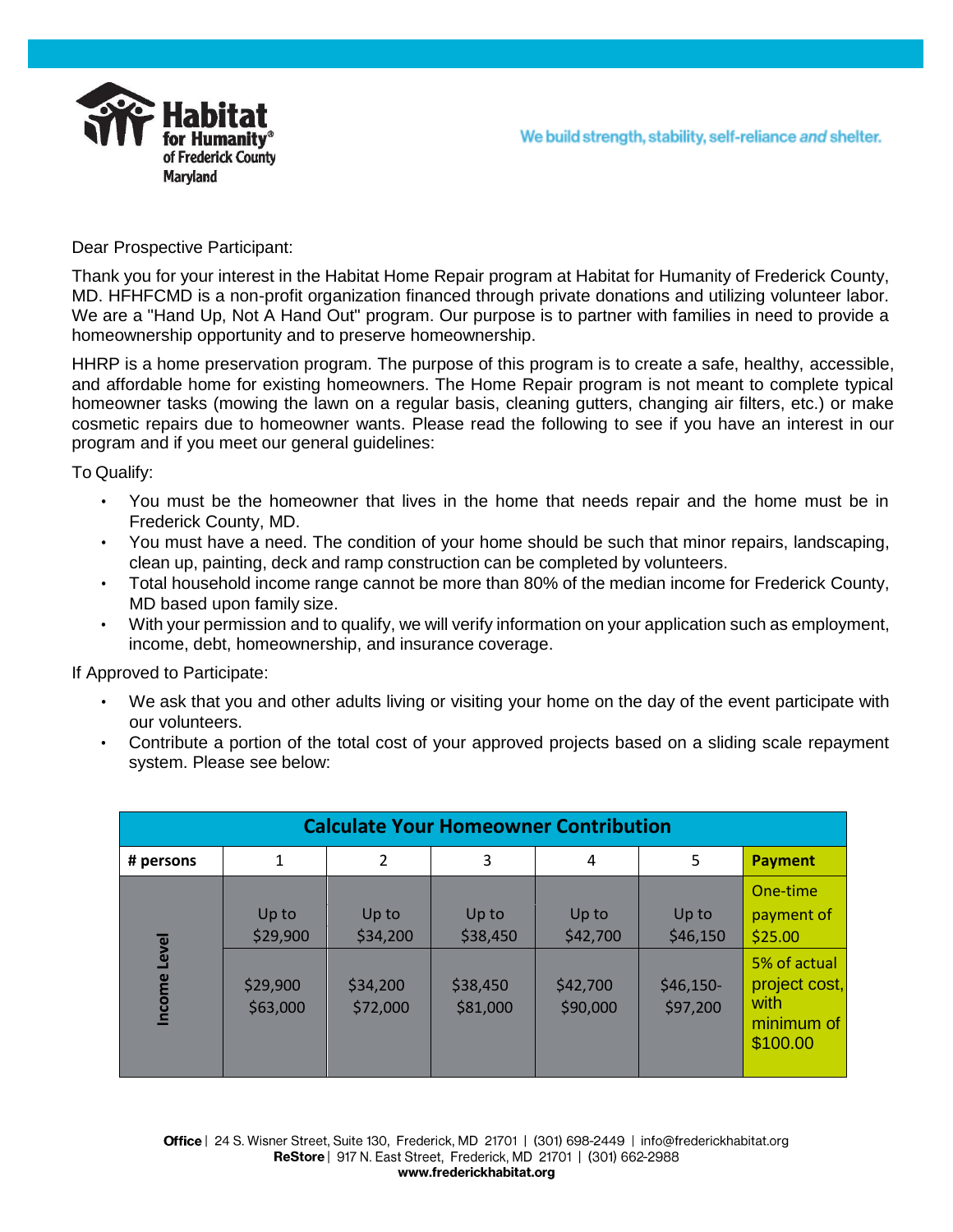Habitat for Humanity® of Frederick County Maryland

We build strength, stability, self-reliance *and* shelter.

Dear Prospective Participant:

Thank you for your interest in the Habitat Home Repair program at Habitat for Humanity of Frederick County, MD. HFHFCMD is a non-profit organization financed through private donations and utilizing volunteer labor. We are a "Hand Up, Not A Hand Out" program. Our purpose is to partner with families in need to provide a homeownership opportunity and to preserve homeownership.

HHRP is a home preservation program. The purpose of this program is to create a safe, healthy, accessible, and affordable home for existing homeowners. The Home Repair program is not meant to complete typical homeowner tasks (mowing the lawn on a regular basis, cleaning gutters, changing air filters, etc.) or make cosmetic repairs due to homeowner wants. Please read the following to see if you have an interest in our program and if you meet our general guidelines:

To Qualify:

- You must be the homeowner that lives in the home that needs repair and the home must be in Frederick County, MD.
- You must have a need. The condition of your home should be such that minor repairs, landscaping, clean up, painting, deck and ramp construction can be completed by volunteers.
- Total household income range cannot be more than 80% of the median income for Frederick County, MD based upon family size.
- With your permission and to qualify, we will verify information on your application such as employment, income, debt, homeownership, and insurance coverage.

If Approved to Participate:

- We ask that you and other adults living or visiting your home on the day of the event participate with our volunteers.
- Contribute a portion of the total cost of your approved projects based on a sliding scale repayment system. Please see below:

| Calculate Your Homeowner Contribution | | | | | | |
|---|---|---|---|---|---|---|
| **# persons** | 1 | 2 | 3 | 4 | 5 | **Payment** |
| **Income Level** | Up to $29,900 | Up to $34,200 | Up to $38,450 | Up to $42,700 | Up to $46,150 | One-time payment of $25.00 |
| | $29,900 $63,000 | $34,200 $72,000 | $38,450 $81,000 | $42,700 $90,000 | $46,150- $97,200 | 5% of actual project cost, with minimum of $100.00 |

**Office** | 24 S. Wisner Street, Suite 130, Frederick, MD 21701 | (301) 698-2449 | info@frederickhabitat.org
**ReStore** | 917 N. East Street, Frederick, MD 21701 | (301) 662-2988
**www.frederickhabitat.org**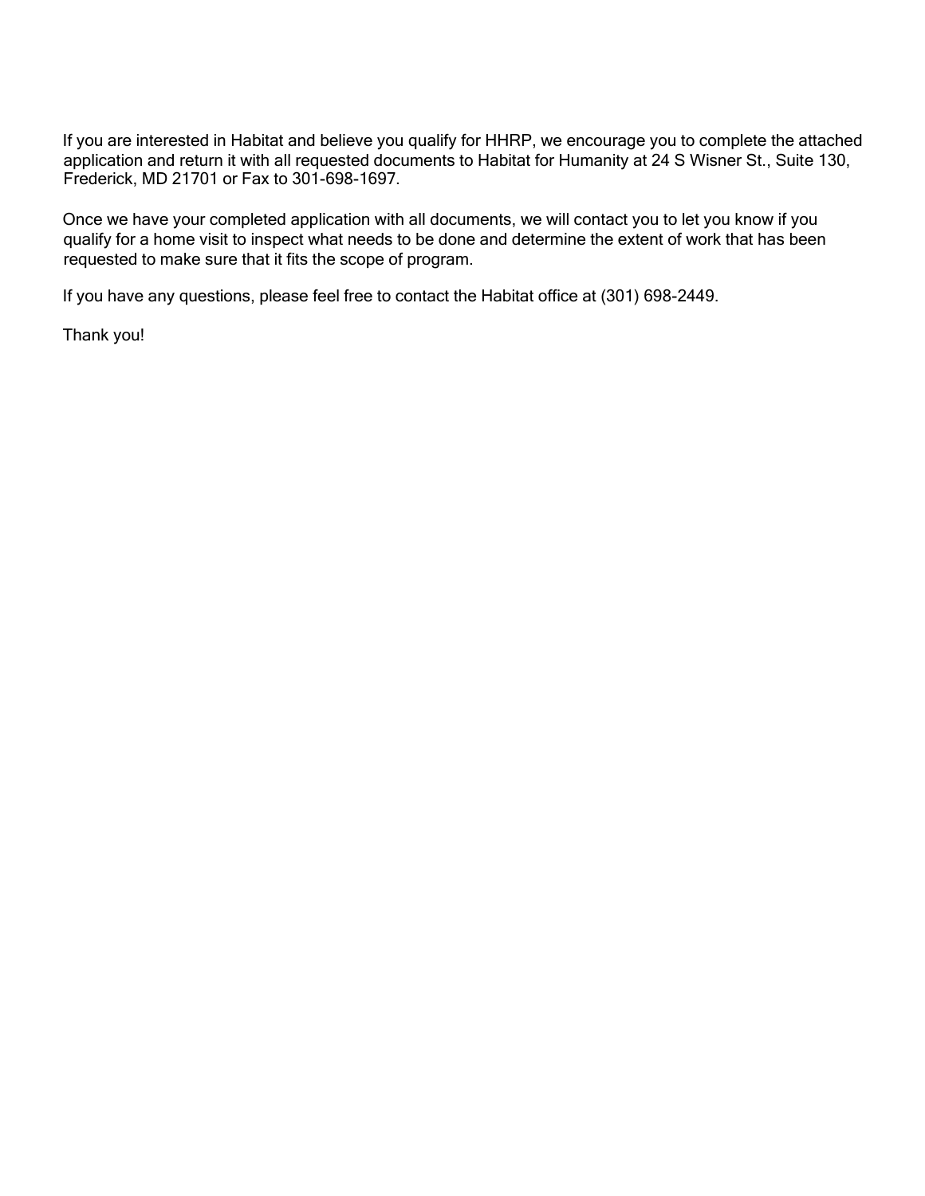If you are interested in Habitat and believe you qualify for HHRP, we encourage you to complete the attached application and return it with all requested documents to Habitat for Humanity at 24 S Wisner St., Suite 130, Frederick, MD 21701 or Fax to 301-698-1697.

Once we have your completed application with all documents, we will contact you to let you know if you qualify for a home visit to inspect what needs to be done and determine the extent of work that has been requested to make sure that it fits the scope of program.

If you have any questions, please feel free to contact the Habitat office at (301) 698-2449.

Thank you!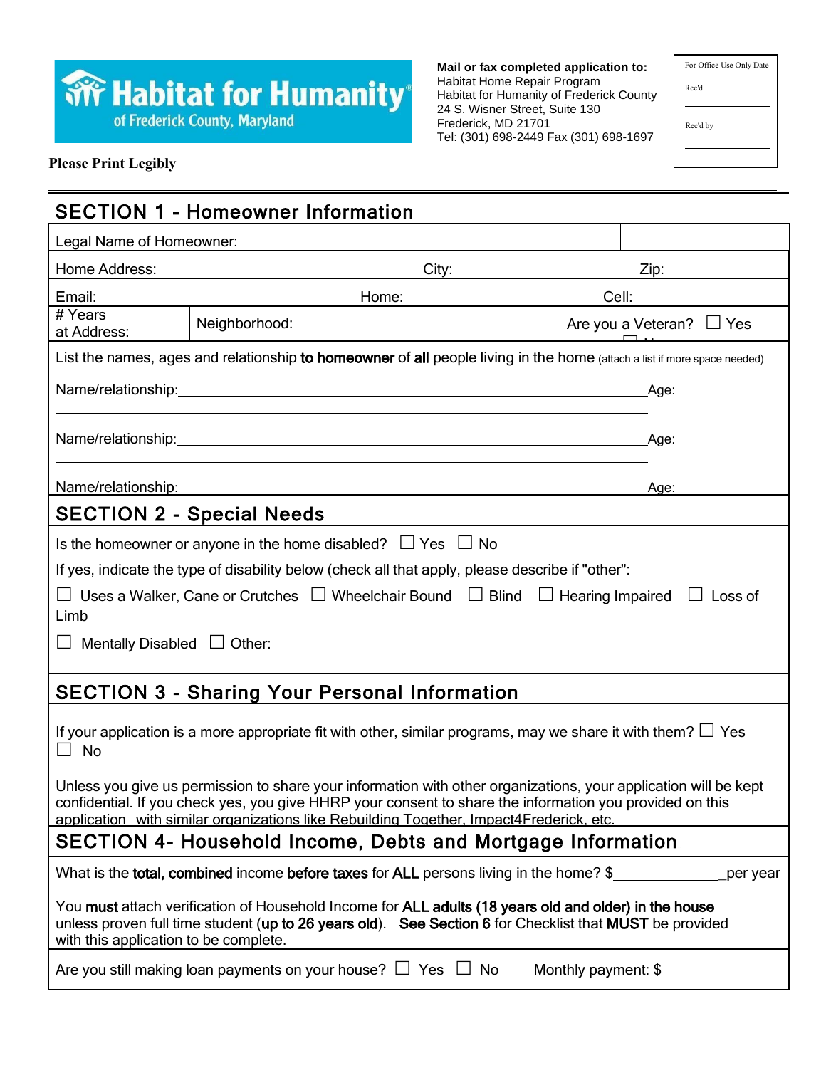**Habitat for Humanity of Frederick County, Maryland**

**Mail or fax completed application to:**
Habitat Home Repair Program
Habitat for Humanity of Frederick County
24 S. Wisner Street, Suite 130
Frederick, MD 21701
Tel: (301) 698-2449 Fax (301) 698-1697

| For Office Use Only Date Rec'd |
| --- |
| Rec'd by |

**Please Print Legibly**

## SECTION 1 - Homeowner Information

| Legal Name of Homeowner: | | |
| --- | --- | --- |
| Home Address: | City: | Zip: |
| Email: | Home: | Cell: |
| # Years at Address: | Neighborhood: | Are you a Veteran? ☐ Yes ☐ No |

List the names, ages and relationship **to homeowner** of **all** people living in the home (attach a list if more space needed)

Name/relationship:_______________________________________________Age:

Name/relationship:_______________________________________________Age:

Name/relationship:_______________________________________________Age:

## SECTION 2 - Special Needs

Is the homeowner or anyone in the home disabled? ☐ Yes ☐ No

If yes, indicate the type of disability below (check all that apply, please describe if "other":

☐ Uses a Walker, Cane or Crutches ☐ Wheelchair Bound ☐ Blind ☐ Hearing Impaired ☐ Loss of Limb

☐ Mentally Disabled ☐ Other:

## SECTION 3 - Sharing Your Personal Information

If your application is a more appropriate fit with other, similar programs, may we share it with them? ☐ Yes ☐ No

Unless you give us permission to share your information with other organizations, your application will be kept confidential. If you check yes, you give HHRP your consent to share the information you provided on this application with similar organizations like Rebuilding Together, Impact4Frederick, etc.

## SECTION 4- Household Income, Debts and Mortgage Information

What is the **total, combined** income **before taxes** for **ALL** persons living in the home? $______________per year

You **must** attach verification of Household Income for **ALL adults (18 years old and older) in the house** unless proven full time student (**up to 26 years old**). **See Section 6** for Checklist that **MUST** be provided with this application to be complete.

Are you still making loan payments on your house? ☐ Yes ☐ No Monthly payment: $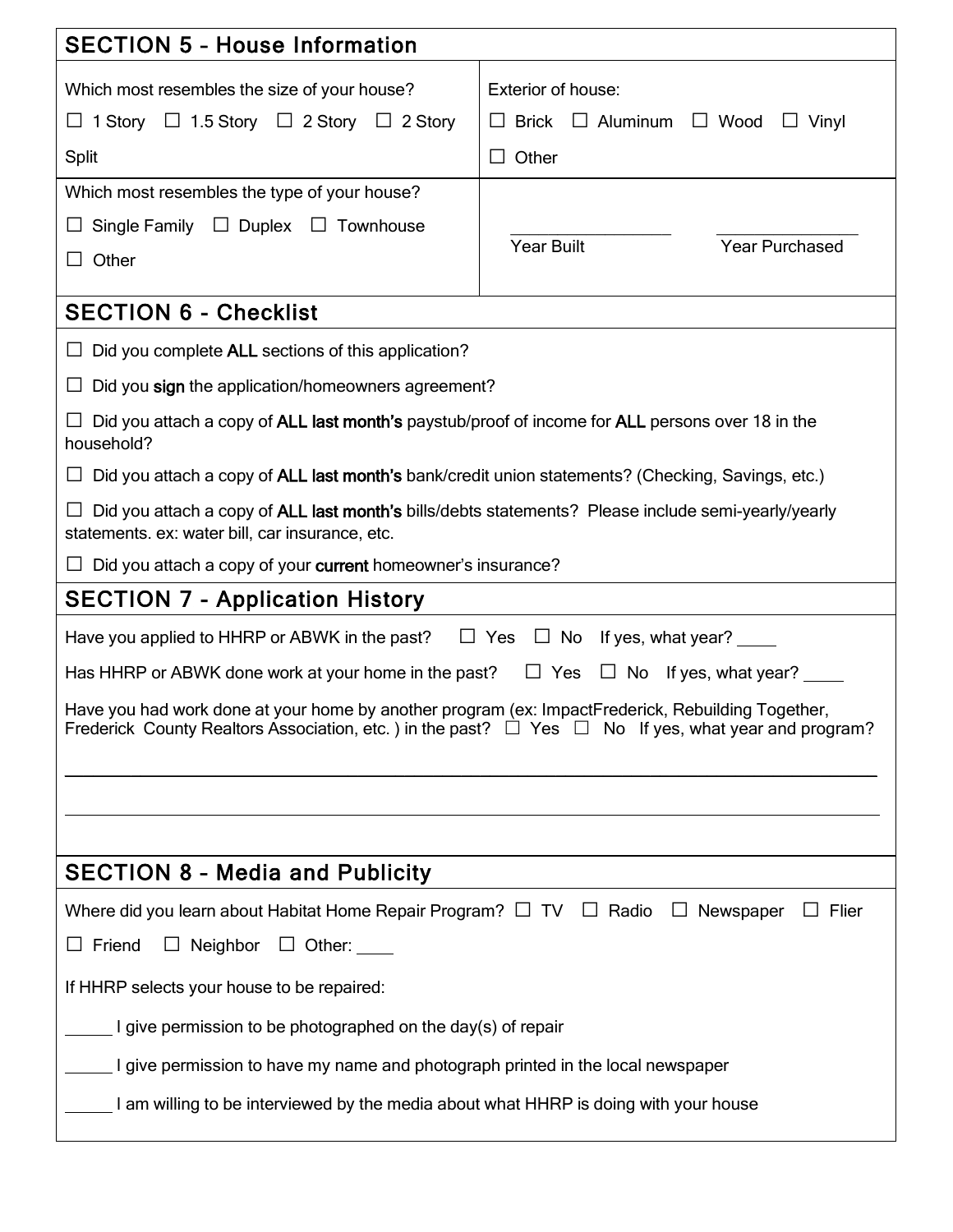## SECTION 5 - House Information

| Which most resembles the size of your house? | Exterior of house: |
|---|---|
| ☐ 1 Story ☐ 1.5 Story ☐ 2 Story ☐ 2 Story Split | ☐ Brick ☐ Aluminum ☐ Wood ☐ Vinyl ☐ Other |
| Which most resembles the type of your house? ☐ Single Family ☐ Duplex ☐ Townhouse ☐ Other | \_\_\_\_\_\_\_\_\_\_ Year Built \_\_\_\_\_\_\_\_\_\_ Year Purchased |

## SECTION 6 - Checklist

☐ Did you complete **ALL** sections of this application?

☐ Did you **sign** the application/homeowners agreement?

☐ Did you attach a copy of **ALL last month's** paystub/proof of income for **ALL** persons over 18 in the household?

☐ Did you attach a copy of **ALL last month's** bank/credit union statements? (Checking, Savings, etc.)

☐ Did you attach a copy of **ALL last month's** bills/debts statements? Please include semi-yearly/yearly statements. ex: water bill, car insurance, etc.

☐ Did you attach a copy of your **current** homeowner's insurance?

## SECTION 7 - Application History

Have you applied to HHRP or ABWK in the past? ☐ Yes ☐ No If yes, what year? \_\_\_\_

Has HHRP or ABWK done work at your home in the past? ☐ Yes ☐ No If yes, what year? \_\_\_\_

Have you had work done at your home by another program (ex: ImpactFrederick, Rebuilding Together, Frederick County Realtors Association, etc. ) in the past? ☐ Yes ☐ No If yes, what year and program?

\_\_\_\_\_\_\_\_\_\_\_\_\_\_\_\_\_\_\_\_\_\_\_\_\_\_\_\_\_\_\_\_\_\_\_\_\_\_\_\_\_\_\_\_\_\_\_\_\_\_\_\_\_\_\_\_\_\_\_\_\_\_\_\_\_\_\_\_\_\_\_\_\_\_\_\_\_\_

\_\_\_\_\_\_\_\_\_\_\_\_\_\_\_\_\_\_\_\_\_\_\_\_\_\_\_\_\_\_\_\_\_\_\_\_\_\_\_\_\_\_\_\_\_\_\_\_\_\_\_\_\_\_\_\_\_\_\_\_\_\_\_\_\_\_\_\_\_\_\_\_\_\_\_\_\_\_

## SECTION 8 - Media and Publicity

Where did you learn about Habitat Home Repair Program? ☐ TV ☐ Radio ☐ Newspaper ☐ Flier ☐ Friend ☐ Neighbor ☐ Other: \_\_\_\_

If HHRP selects your house to be repaired:

\_\_\_\_\_ I give permission to be photographed on the day(s) of repair

\_\_\_\_\_ I give permission to have my name and photograph printed in the local newspaper

\_\_\_\_\_ I am willing to be interviewed by the media about what HHRP is doing with your house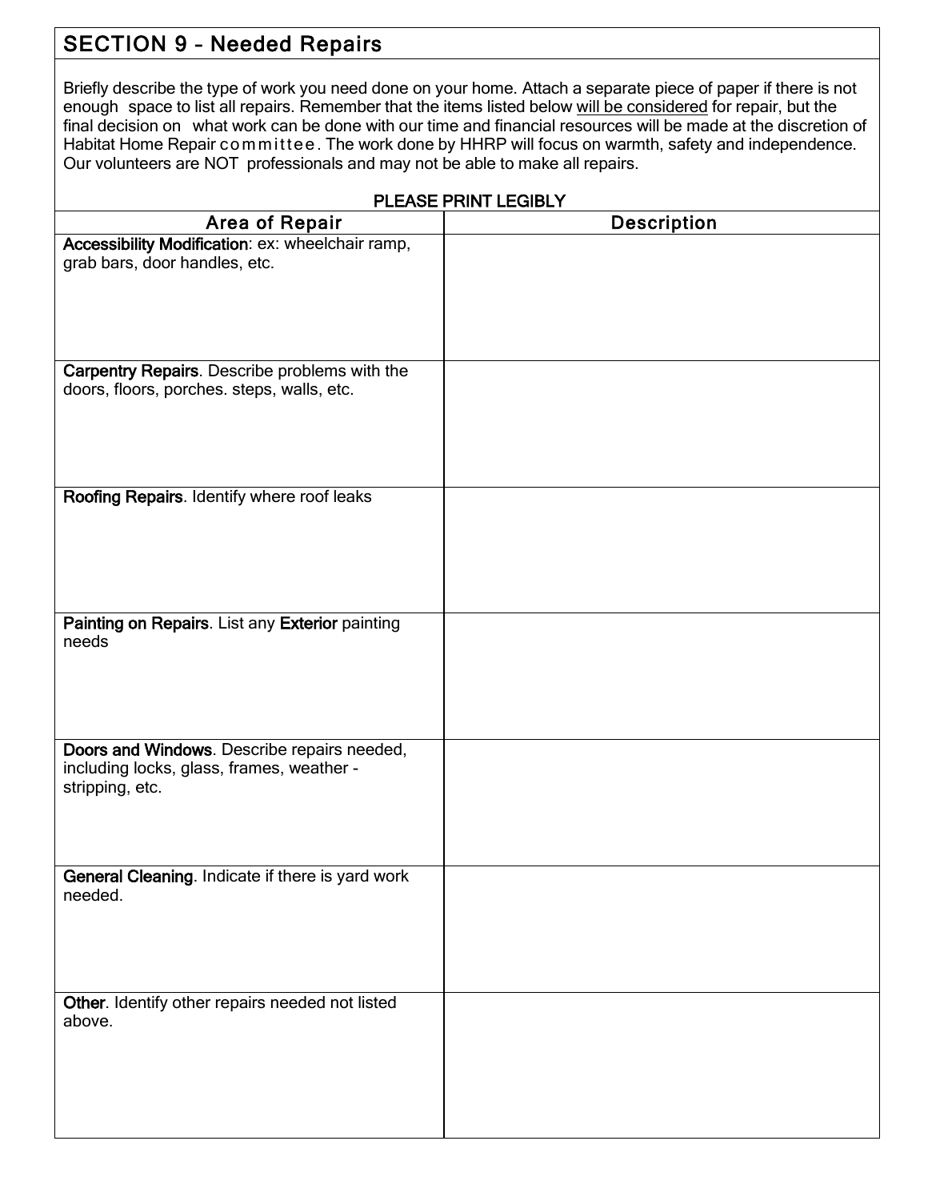## SECTION 9 – Needed Repairs

Briefly describe the type of work you need done on your home. Attach a separate piece of paper if there is not enough space to list all repairs. Remember that the items listed below will be considered for repair, but the final decision on what work can be done with our time and financial resources will be made at the discretion of Habitat Home Repair committee. The work done by HHRP will focus on warmth, safety and independence. Our volunteers are NOT professionals and may not be able to make all repairs.

PLEASE PRINT LEGIBLY

| Area of Repair | Description |
|---|---|
| **Accessibility Modification**: ex: wheelchair ramp, grab bars, door handles, etc. | |
| **Carpentry Repairs**. Describe problems with the doors, floors, porches. steps, walls, etc. | |
| **Roofing Repairs**. Identify where roof leaks | |
| **Painting on Repairs**. List any **Exterior** painting needs | |
| **Doors and Windows**. Describe repairs needed, including locks, glass, frames, weather - stripping, etc. | |
| **General Cleaning**. Indicate if there is yard work needed. | |
| **Other**. Identify other repairs needed not listed above. | |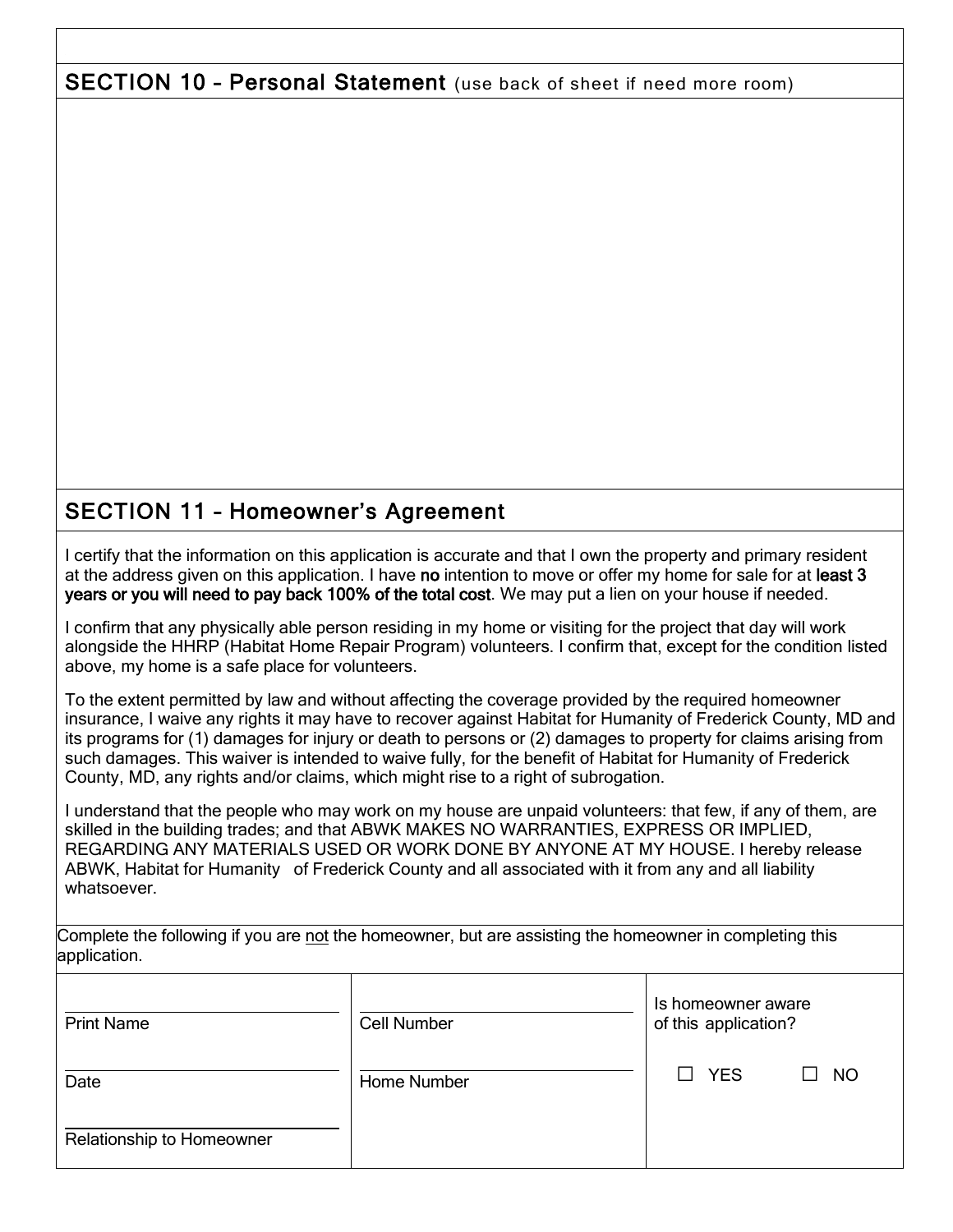## SECTION 10 – Personal Statement (use back of sheet if need more room)

## SECTION 11 – Homeowner's Agreement

I certify that the information on this application is accurate and that I own the property and primary resident at the address given on this application. I have **no** intention to move or offer my home for sale for at **least 3 years or you will need to pay back 100% of the total cost**. We may put a lien on your house if needed.

I confirm that any physically able person residing in my home or visiting for the project that day will work alongside the HHRP (Habitat Home Repair Program) volunteers. I confirm that, except for the condition listed above, my home is a safe place for volunteers.

To the extent permitted by law and without affecting the coverage provided by the required homeowner insurance, I waive any rights it may have to recover against Habitat for Humanity of Frederick County, MD and its programs for (1) damages for injury or death to persons or (2) damages to property for claims arising from such damages. This waiver is intended to waive fully, for the benefit of Habitat for Humanity of Frederick County, MD, any rights and/or claims, which might rise to a right of subrogation.

I understand that the people who may work on my house are unpaid volunteers: that few, if any of them, are skilled in the building trades; and that ABWK MAKES NO WARRANTIES, EXPRESS OR IMPLIED, REGARDING ANY MATERIALS USED OR WORK DONE BY ANYONE AT MY HOUSE. I hereby release ABWK, Habitat for Humanity of Frederick County and all associated with it from any and all liability whatsoever.

Complete the following if you are not the homeowner, but are assisting the homeowner in completing this application.

| | | |
|---|---|---|
| ____________________ Print Name | ____________________ Cell Number | Is homeowner aware of this application? |
| ____________________ Date | ____________________ Home Number | ☐ YES ☐ NO |
| ____________________ Relationship to Homeowner | | |